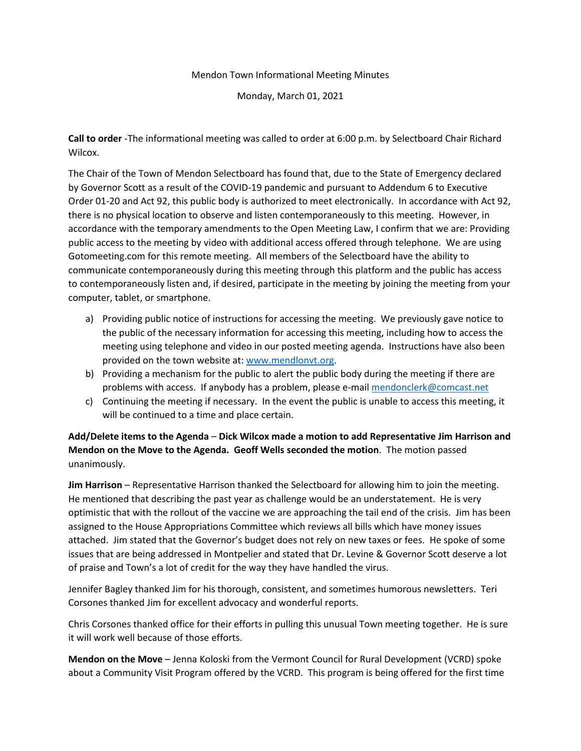Mendon Town Informational Meeting Minutes

Monday, March 01, 2021

**Call to order** -The informational meeting was called to order at 6:00 p.m. by Selectboard Chair Richard Wilcox.

The Chair of the Town of Mendon Selectboard has found that, due to the State of Emergency declared by Governor Scott as a result of the COVID-19 pandemic and pursuant to Addendum 6 to Executive Order 01-20 and Act 92, this public body is authorized to meet electronically. In accordance with Act 92, there is no physical location to observe and listen contemporaneously to this meeting. However, in accordance with the temporary amendments to the Open Meeting Law, I confirm that we are: Providing public access to the meeting by video with additional access offered through telephone. We are using Gotomeeting.com for this remote meeting. All members of the Selectboard have the ability to communicate contemporaneously during this meeting through this platform and the public has access to contemporaneously listen and, if desired, participate in the meeting by joining the meeting from your computer, tablet, or smartphone.

a) Providing public notice of instructions for accessing the meeting. We previously gave notice to the public of the necessary information for accessing this meeting, including how to access the meeting using telephone and video in our posted meeting agenda. Instructions have also been provided on the town website at: www.mendlonvt.org.
b) Providing a mechanism for the public to alert the public body during the meeting if there are problems with access. If anybody has a problem, please e-mail mendonclerk@comcast.net
c) Continuing the meeting if necessary. In the event the public is unable to access this meeting, it will be continued to a time and place certain.

**Add/Delete items to the Agenda** – **Dick Wilcox made a motion to add Representative Jim Harrison and Mendon on the Move to the Agenda. Geoff Wells seconded the motion**. The motion passed unanimously.

**Jim Harrison** – Representative Harrison thanked the Selectboard for allowing him to join the meeting. He mentioned that describing the past year as challenge would be an understatement. He is very optimistic that with the rollout of the vaccine we are approaching the tail end of the crisis. Jim has been assigned to the House Appropriations Committee which reviews all bills which have money issues attached. Jim stated that the Governor's budget does not rely on new taxes or fees. He spoke of some issues that are being addressed in Montpelier and stated that Dr. Levine & Governor Scott deserve a lot of praise and Town's a lot of credit for the way they have handled the virus.

Jennifer Bagley thanked Jim for his thorough, consistent, and sometimes humorous newsletters. Teri Corsones thanked Jim for excellent advocacy and wonderful reports.

Chris Corsones thanked office for their efforts in pulling this unusual Town meeting together. He is sure it will work well because of those efforts.

**Mendon on the Move** – Jenna Koloski from the Vermont Council for Rural Development (VCRD) spoke about a Community Visit Program offered by the VCRD. This program is being offered for the first time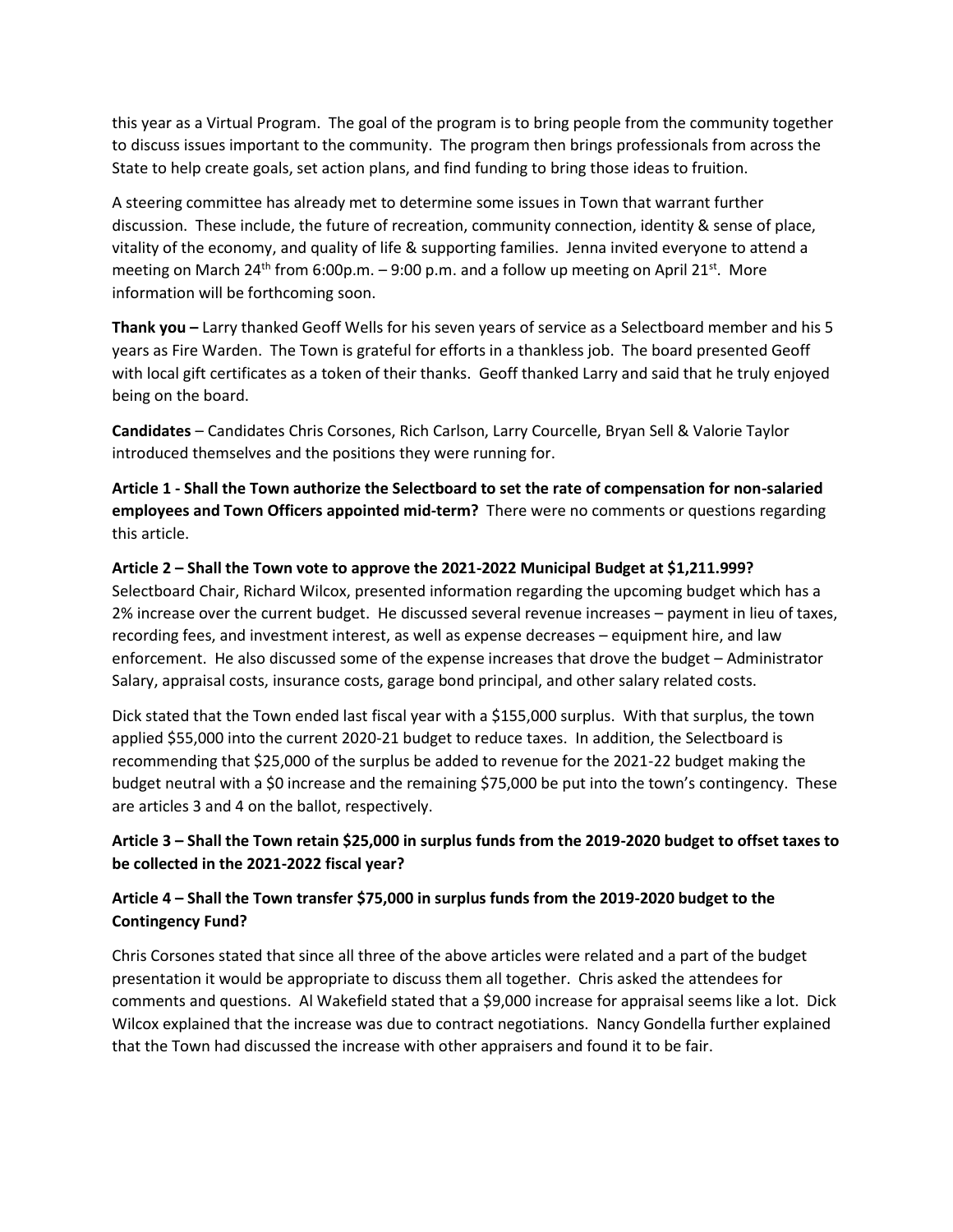this year as a Virtual Program. The goal of the program is to bring people from the community together to discuss issues important to the community. The program then brings professionals from across the State to help create goals, set action plans, and find funding to bring those ideas to fruition.

A steering committee has already met to determine some issues in Town that warrant further discussion. These include, the future of recreation, community connection, identity & sense of place, vitality of the economy, and quality of life & supporting families. Jenna invited everyone to attend a meeting on March 24th from 6:00p.m. – 9:00 p.m. and a follow up meeting on April 21st. More information will be forthcoming soon.

**Thank you –** Larry thanked Geoff Wells for his seven years of service as a Selectboard member and his 5 years as Fire Warden. The Town is grateful for efforts in a thankless job. The board presented Geoff with local gift certificates as a token of their thanks. Geoff thanked Larry and said that he truly enjoyed being on the board.

**Candidates** – Candidates Chris Corsones, Rich Carlson, Larry Courcelle, Bryan Sell & Valorie Taylor introduced themselves and the positions they were running for.

**Article 1 - Shall the Town authorize the Selectboard to set the rate of compensation for non-salaried employees and Town Officers appointed mid-term?** There were no comments or questions regarding this article.

**Article 2 – Shall the Town vote to approve the 2021-2022 Municipal Budget at $1,211.999?**
Selectboard Chair, Richard Wilcox, presented information regarding the upcoming budget which has a 2% increase over the current budget. He discussed several revenue increases – payment in lieu of taxes, recording fees, and investment interest, as well as expense decreases – equipment hire, and law enforcement. He also discussed some of the expense increases that drove the budget – Administrator Salary, appraisal costs, insurance costs, garage bond principal, and other salary related costs.

Dick stated that the Town ended last fiscal year with a $155,000 surplus. With that surplus, the town applied $55,000 into the current 2020-21 budget to reduce taxes. In addition, the Selectboard is recommending that $25,000 of the surplus be added to revenue for the 2021-22 budget making the budget neutral with a $0 increase and the remaining $75,000 be put into the town's contingency. These are articles 3 and 4 on the ballot, respectively.

**Article 3 – Shall the Town retain $25,000 in surplus funds from the 2019-2020 budget to offset taxes to be collected in the 2021-2022 fiscal year?**

**Article 4 – Shall the Town transfer $75,000 in surplus funds from the 2019-2020 budget to the Contingency Fund?**

Chris Corsones stated that since all three of the above articles were related and a part of the budget presentation it would be appropriate to discuss them all together. Chris asked the attendees for comments and questions. Al Wakefield stated that a $9,000 increase for appraisal seems like a lot. Dick Wilcox explained that the increase was due to contract negotiations. Nancy Gondella further explained that the Town had discussed the increase with other appraisers and found it to be fair.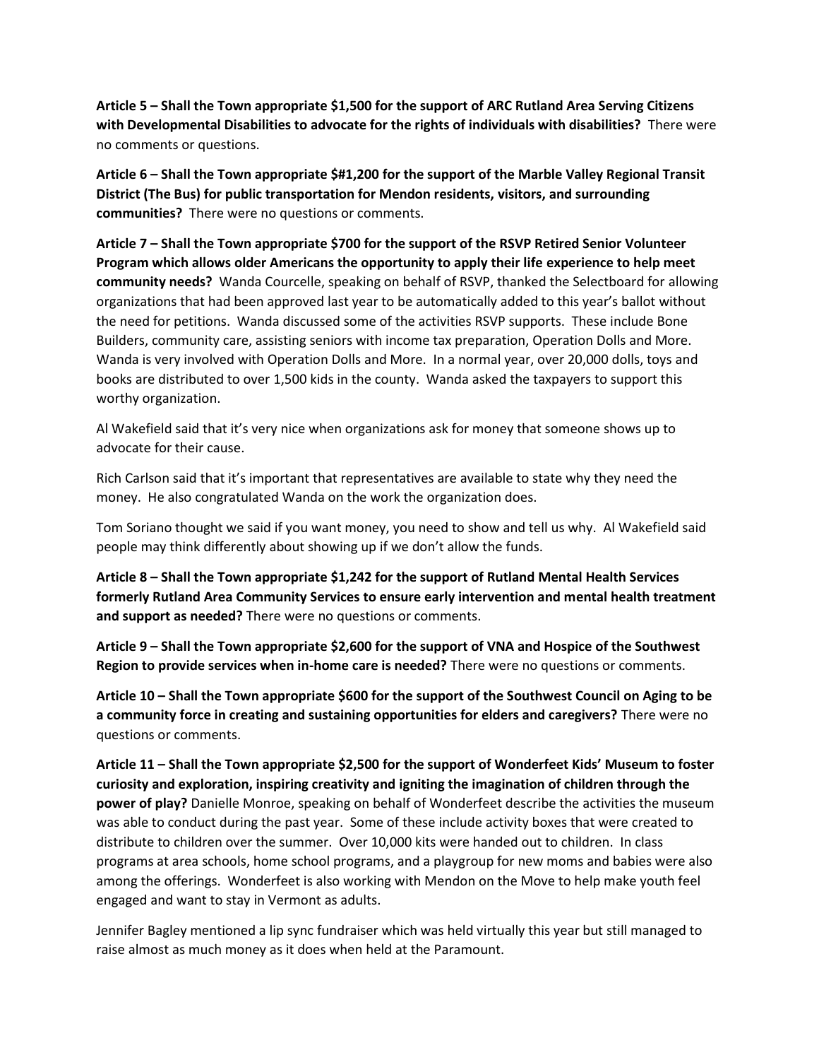**Article 5 – Shall the Town appropriate $1,500 for the support of ARC Rutland Area Serving Citizens with Developmental Disabilities to advocate for the rights of individuals with disabilities?** There were no comments or questions.

**Article 6 – Shall the Town appropriate $#1,200 for the support of the Marble Valley Regional Transit District (The Bus) for public transportation for Mendon residents, visitors, and surrounding communities?** There were no questions or comments.

**Article 7 – Shall the Town appropriate $700 for the support of the RSVP Retired Senior Volunteer Program which allows older Americans the opportunity to apply their life experience to help meet community needs?** Wanda Courcelle, speaking on behalf of RSVP, thanked the Selectboard for allowing organizations that had been approved last year to be automatically added to this year's ballot without the need for petitions. Wanda discussed some of the activities RSVP supports. These include Bone Builders, community care, assisting seniors with income tax preparation, Operation Dolls and More. Wanda is very involved with Operation Dolls and More. In a normal year, over 20,000 dolls, toys and books are distributed to over 1,500 kids in the county. Wanda asked the taxpayers to support this worthy organization.

Al Wakefield said that it's very nice when organizations ask for money that someone shows up to advocate for their cause.

Rich Carlson said that it's important that representatives are available to state why they need the money. He also congratulated Wanda on the work the organization does.

Tom Soriano thought we said if you want money, you need to show and tell us why. Al Wakefield said people may think differently about showing up if we don't allow the funds.

**Article 8 – Shall the Town appropriate $1,242 for the support of Rutland Mental Health Services formerly Rutland Area Community Services to ensure early intervention and mental health treatment and support as needed?** There were no questions or comments.

**Article 9 – Shall the Town appropriate $2,600 for the support of VNA and Hospice of the Southwest Region to provide services when in-home care is needed?** There were no questions or comments.

**Article 10 – Shall the Town appropriate $600 for the support of the Southwest Council on Aging to be a community force in creating and sustaining opportunities for elders and caregivers?** There were no questions or comments.

**Article 11 – Shall the Town appropriate $2,500 for the support of Wonderfeet Kids' Museum to foster curiosity and exploration, inspiring creativity and igniting the imagination of children through the power of play?** Danielle Monroe, speaking on behalf of Wonderfeet describe the activities the museum was able to conduct during the past year. Some of these include activity boxes that were created to distribute to children over the summer. Over 10,000 kits were handed out to children. In class programs at area schools, home school programs, and a playgroup for new moms and babies were also among the offerings. Wonderfeet is also working with Mendon on the Move to help make youth feel engaged and want to stay in Vermont as adults.

Jennifer Bagley mentioned a lip sync fundraiser which was held virtually this year but still managed to raise almost as much money as it does when held at the Paramount.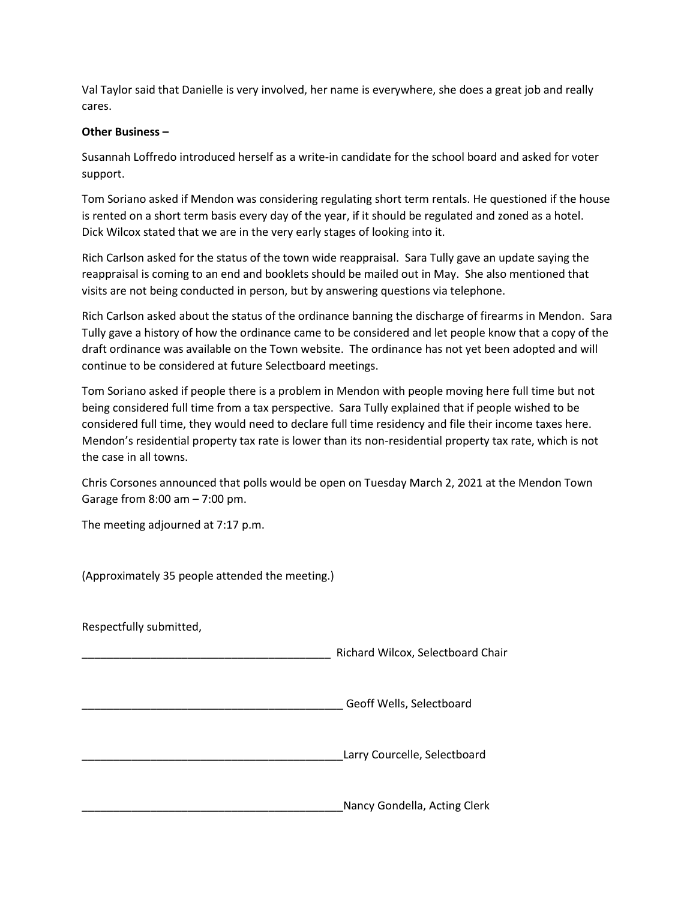Val Taylor said that Danielle is very involved, her name is everywhere, she does a great job and really cares.

**Other Business –**

Susannah Loffredo introduced herself as a write-in candidate for the school board and asked for voter support.

Tom Soriano asked if Mendon was considering regulating short term rentals. He questioned if the house is rented on a short term basis every day of the year, if it should be regulated and zoned as a hotel. Dick Wilcox stated that we are in the very early stages of looking into it.

Rich Carlson asked for the status of the town wide reappraisal. Sara Tully gave an update saying the reappraisal is coming to an end and booklets should be mailed out in May. She also mentioned that visits are not being conducted in person, but by answering questions via telephone.

Rich Carlson asked about the status of the ordinance banning the discharge of firearms in Mendon. Sara Tully gave a history of how the ordinance came to be considered and let people know that a copy of the draft ordinance was available on the Town website. The ordinance has not yet been adopted and will continue to be considered at future Selectboard meetings.

Tom Soriano asked if people there is a problem in Mendon with people moving here full time but not being considered full time from a tax perspective. Sara Tully explained that if people wished to be considered full time, they would need to declare full time residency and file their income taxes here. Mendon's residential property tax rate is lower than its non-residential property tax rate, which is not the case in all towns.

Chris Corsones announced that polls would be open on Tuesday March 2, 2021 at the Mendon Town Garage from 8:00 am – 7:00 pm.

The meeting adjourned at 7:17 p.m.

(Approximately 35 people attended the meeting.)

Respectfully submitted,

_________________________________________ Richard Wilcox, Selectboard Chair

_________________________________________ Geoff Wells, Selectboard

_________________________________________ Larry Courcelle, Selectboard

_________________________________________ Nancy Gondella, Acting Clerk